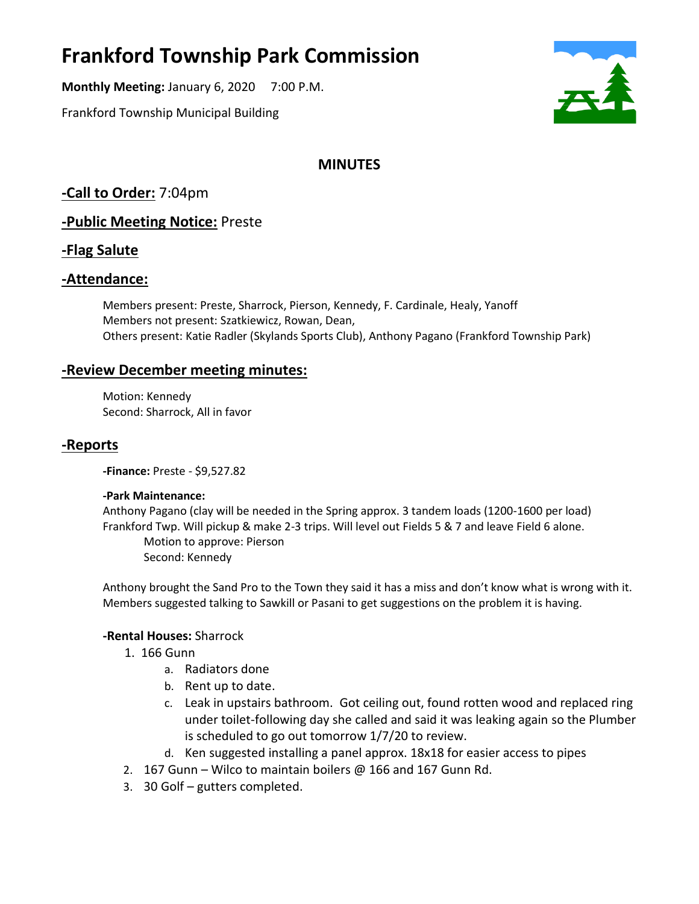# Frankford Township Park Commission

**Monthly Meeting:** January 6, 2020 7:00 P.M.

Frankford Township Municipal Building

## MINUTES

## -Call to Order: 7:04pm

## -Public Meeting Notice: Preste

## -Flag Salute

## -Attendance:

Members present: Preste, Sharrock, Pierson, Kennedy, F. Cardinale, Healy, Yanoff
Members not present: Szatkiewicz, Rowan, Dean,
Others present: Katie Radler (Skylands Sports Club), Anthony Pagano (Frankford Township Park)

## -Review December meeting minutes:

Motion: Kennedy
Second: Sharrock, All in favor

## -Reports

**-Finance:** Preste - $9,527.82

**-Park Maintenance:**
Anthony Pagano (clay will be needed in the Spring approx. 3 tandem loads (1200-1600 per load) Frankford Twp. Will pickup & make 2-3 trips. Will level out Fields 5 & 7 and leave Field 6 alone.
Motion to approve: Pierson
Second: Kennedy

Anthony brought the Sand Pro to the Town they said it has a miss and don't know what is wrong with it. Members suggested talking to Sawkill or Pasani to get suggestions on the problem it is having.

**-Rental Houses:** Sharrock

1. 166 Gunn
   a. Radiators done
   b. Rent up to date.
   c. Leak in upstairs bathroom. Got ceiling out, found rotten wood and replaced ring under toilet-following day she called and said it was leaking again so the Plumber is scheduled to go out tomorrow 1/7/20 to review.
   d. Ken suggested installing a panel approx. 18x18 for easier access to pipes
2. 167 Gunn – Wilco to maintain boilers @ 166 and 167 Gunn Rd.
3. 30 Golf – gutters completed.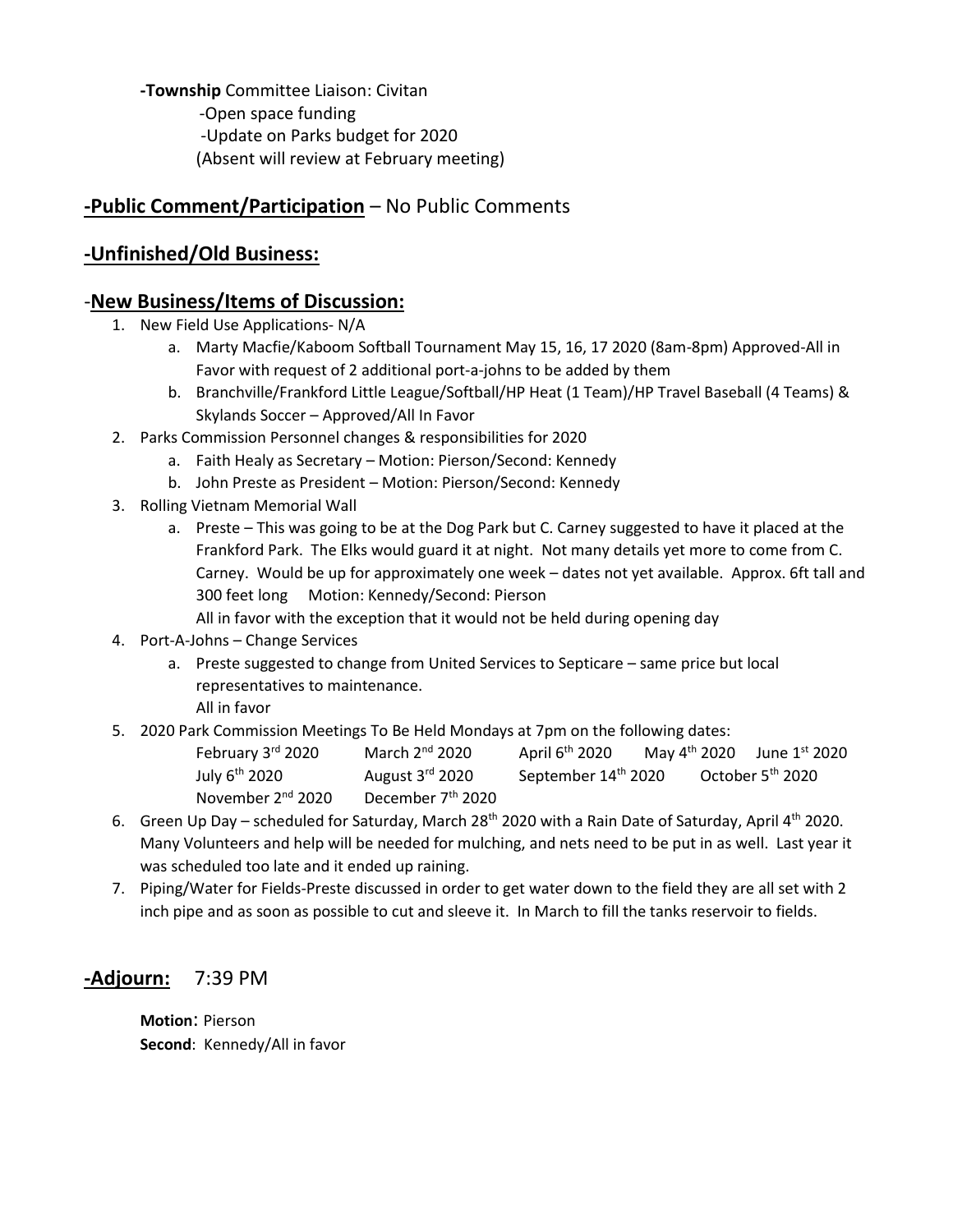**-Township** Committee Liaison: Civitan

-Open space funding

-Update on Parks budget for 2020

(Absent will review at February meeting)

## **-Public Comment/Participation** – No Public Comments

## **-Unfinished/Old Business:**

## -**New Business/Items of Discussion:**

1. New Field Use Applications- N/A
   a. Marty Macfie/Kaboom Softball Tournament May 15, 16, 17 2020 (8am-8pm) Approved-All in Favor with request of 2 additional port-a-johns to be added by them
   b. Branchville/Frankford Little League/Softball/HP Heat (1 Team)/HP Travel Baseball (4 Teams) & Skylands Soccer – Approved/All In Favor
2. Parks Commission Personnel changes & responsibilities for 2020
   a. Faith Healy as Secretary – Motion: Pierson/Second: Kennedy
   b. John Preste as President – Motion: Pierson/Second: Kennedy
3. Rolling Vietnam Memorial Wall
   a. Preste – This was going to be at the Dog Park but C. Carney suggested to have it placed at the Frankford Park. The Elks would guard it at night. Not many details yet more to come from C. Carney. Would be up for approximately one week – dates not yet available. Approx. 6ft tall and 300 feet long   Motion: Kennedy/Second: Pierson

      All in favor with the exception that it would not be held during opening day
4. Port-A-Johns – Change Services
   a. Preste suggested to change from United Services to Septicare – same price but local representatives to maintenance.

      All in favor
5. 2020 Park Commission Meetings To Be Held Mondays at 7pm on the following dates:

   February 3rd 2020   March 2nd 2020   April 6th 2020   May 4th 2020   June 1st 2020

   July 6th 2020   August 3rd 2020   September 14th 2020   October 5th 2020

   November 2nd 2020   December 7th 2020
6. Green Up Day – scheduled for Saturday, March 28th 2020 with a Rain Date of Saturday, April 4th 2020. Many Volunteers and help will be needed for mulching, and nets need to be put in as well. Last year it was scheduled too late and it ended up raining.
7. Piping/Water for Fields-Preste discussed in order to get water down to the field they are all set with 2 inch pipe and as soon as possible to cut and sleeve it. In March to fill the tanks reservoir to fields.

## **-Adjourn:** 7:39 PM

**Motion**: Pierson

**Second**: Kennedy/All in favor